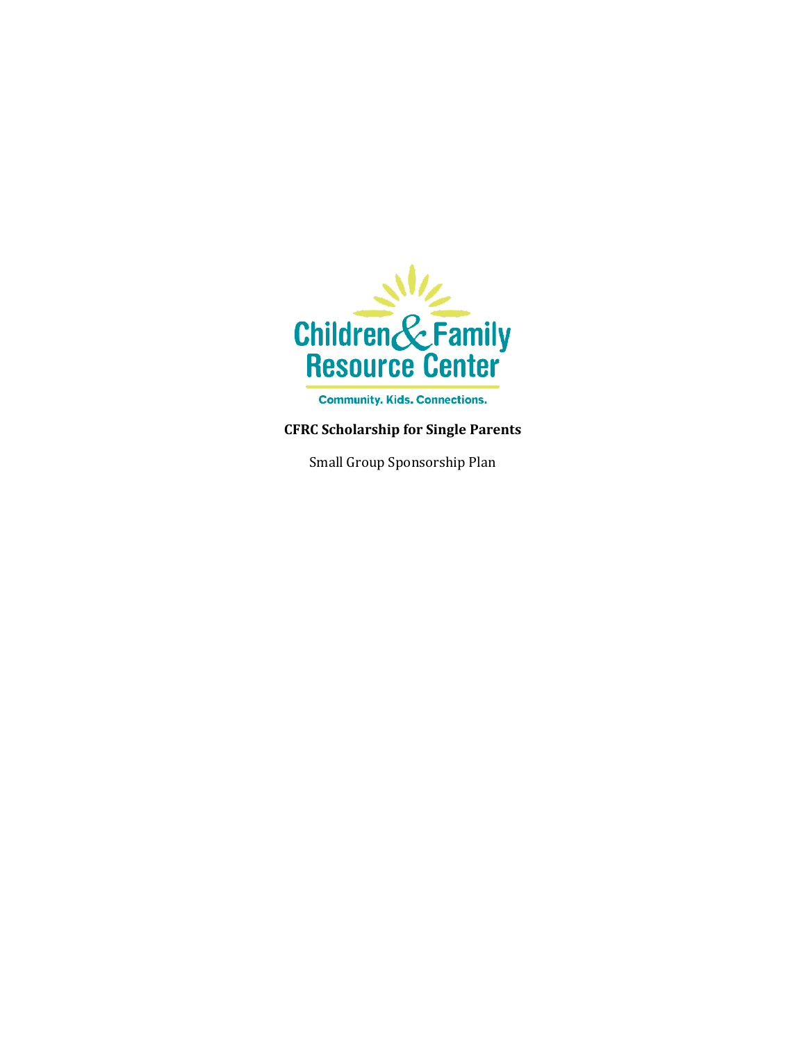Children & Family Resource Center

Community. Kids. Connections.

**CFRC Scholarship for Single Parents**

Small Group Sponsorship Plan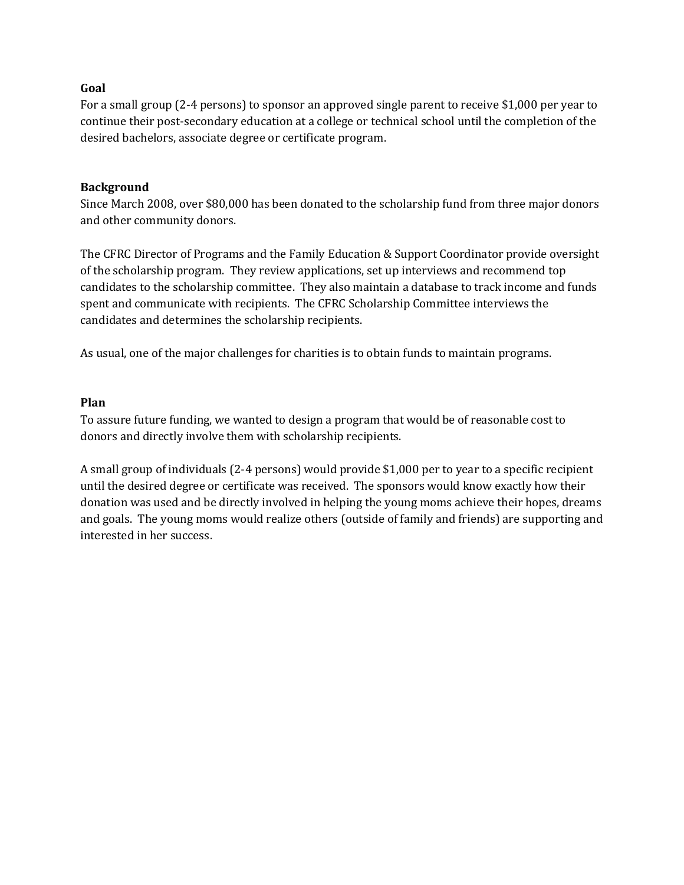**Goal**

For a small group (2-4 persons) to sponsor an approved single parent to receive $1,000 per year to continue their post-secondary education at a college or technical school until the completion of the desired bachelors, associate degree or certificate program.

**Background**

Since March 2008, over $80,000 has been donated to the scholarship fund from three major donors and other community donors.

The CFRC Director of Programs and the Family Education & Support Coordinator provide oversight of the scholarship program. They review applications, set up interviews and recommend top candidates to the scholarship committee. They also maintain a database to track income and funds spent and communicate with recipients. The CFRC Scholarship Committee interviews the candidates and determines the scholarship recipients.

As usual, one of the major challenges for charities is to obtain funds to maintain programs.

**Plan**

To assure future funding, we wanted to design a program that would be of reasonable cost to donors and directly involve them with scholarship recipients.

A small group of individuals (2-4 persons) would provide $1,000 per to year to a specific recipient until the desired degree or certificate was received. The sponsors would know exactly how their donation was used and be directly involved in helping the young moms achieve their hopes, dreams and goals. The young moms would realize others (outside of family and friends) are supporting and interested in her success.